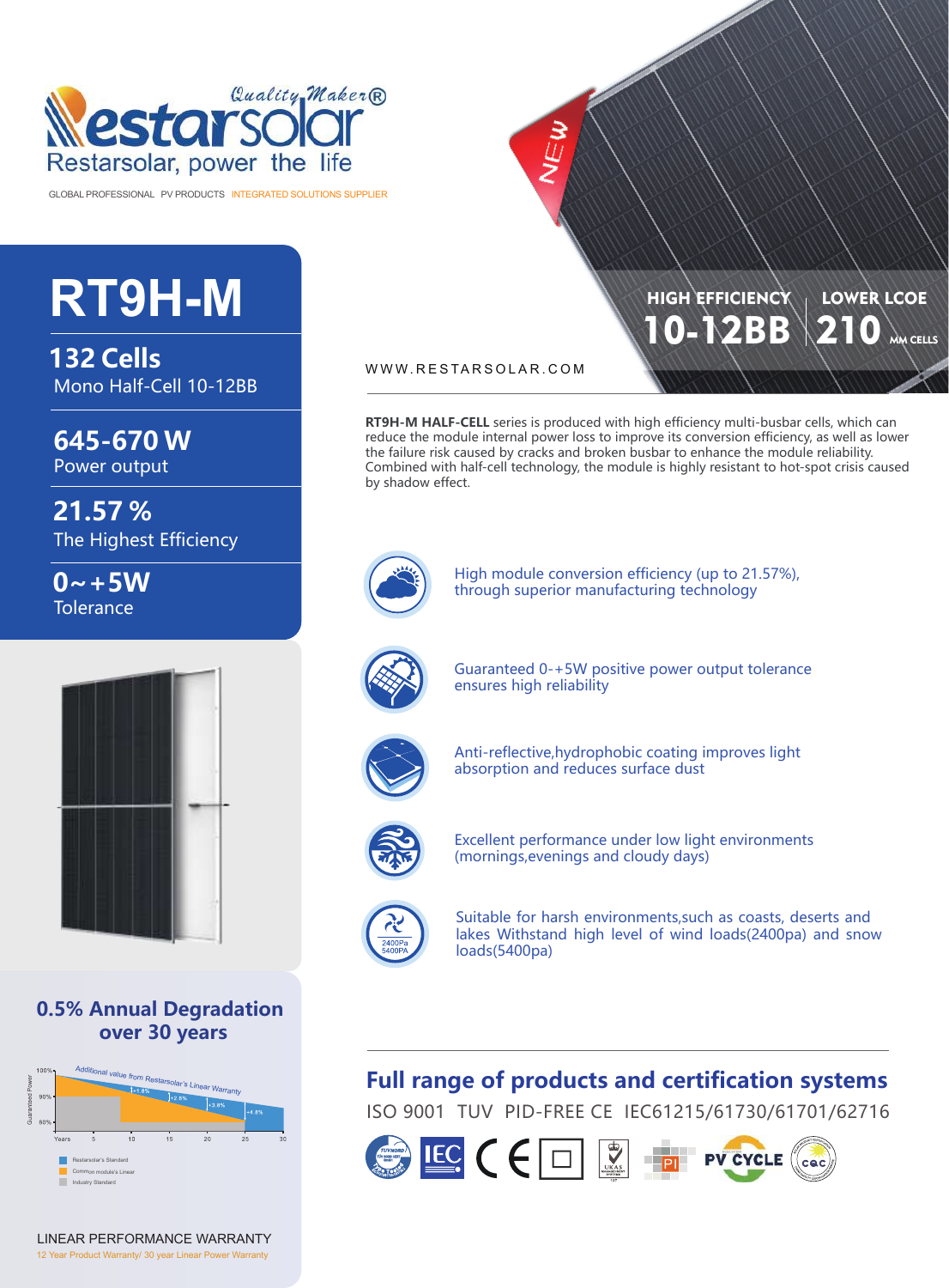Restarsolar Quality Maker®

Restarsolar, power the life

GLOBAL PROFESSIONAL PV PRODUCTS INTEGRATED SOLUTIONS SUPPLIER

# RT9H-M

**132 Cells**
Mono Half-Cell 10-12BB

**645-670 W**
Power output

**21.57 %**
The Highest Efficiency

**0~+5W**
Tolerance

NEW

HIGH EFFICIENCY **10-12BB** | LOWER LCOE **210** MM CELLS

WWW.RESTARSOLAR.COM

**RT9H-M HALF-CELL** series is produced with high efficiency multi-busbar cells, which can reduce the module internal power loss to improve its conversion efficiency, as well as lower the failure risk caused by cracks and broken busbar to enhance the module reliability. Combined with half-cell technology, the module is highly resistant to hot-spot crisis caused by shadow effect.

- High module conversion efficiency (up to 21.57%), through superior manufacturing technology
- Guaranteed 0-+5W positive power output tolerance ensures high reliability
- Anti-reflective,hydrophobic coating improves light absorption and reduces surface dust
- Excellent performance under low light environments (mornings,evenings and cloudy days)
- Suitable for harsh environments,such as coasts, deserts and lakes Withstand high level of wind loads(2400pa) and snow loads(5400pa)

## 0.5% Annual Degradation over 30 years

Additional value from Restarsolar's Linear Warranty

Guaranteed Power: 100%, 90%, 80%
Years: 5, 10, 15, 20, 25, 30
+1.8%, +2.8%, +3.8%, +4.8%

- Restarsolar's Standard
- Common module's Linear
- Industry Standard

LINEAR PERFORMANCE WARRANTY

12 Year Product Warranty/ 30 year Linear Power Warranty

## Full range of products and certification systems

ISO 9001 TUV PID-FREE CE IEC61215/61730/61701/62716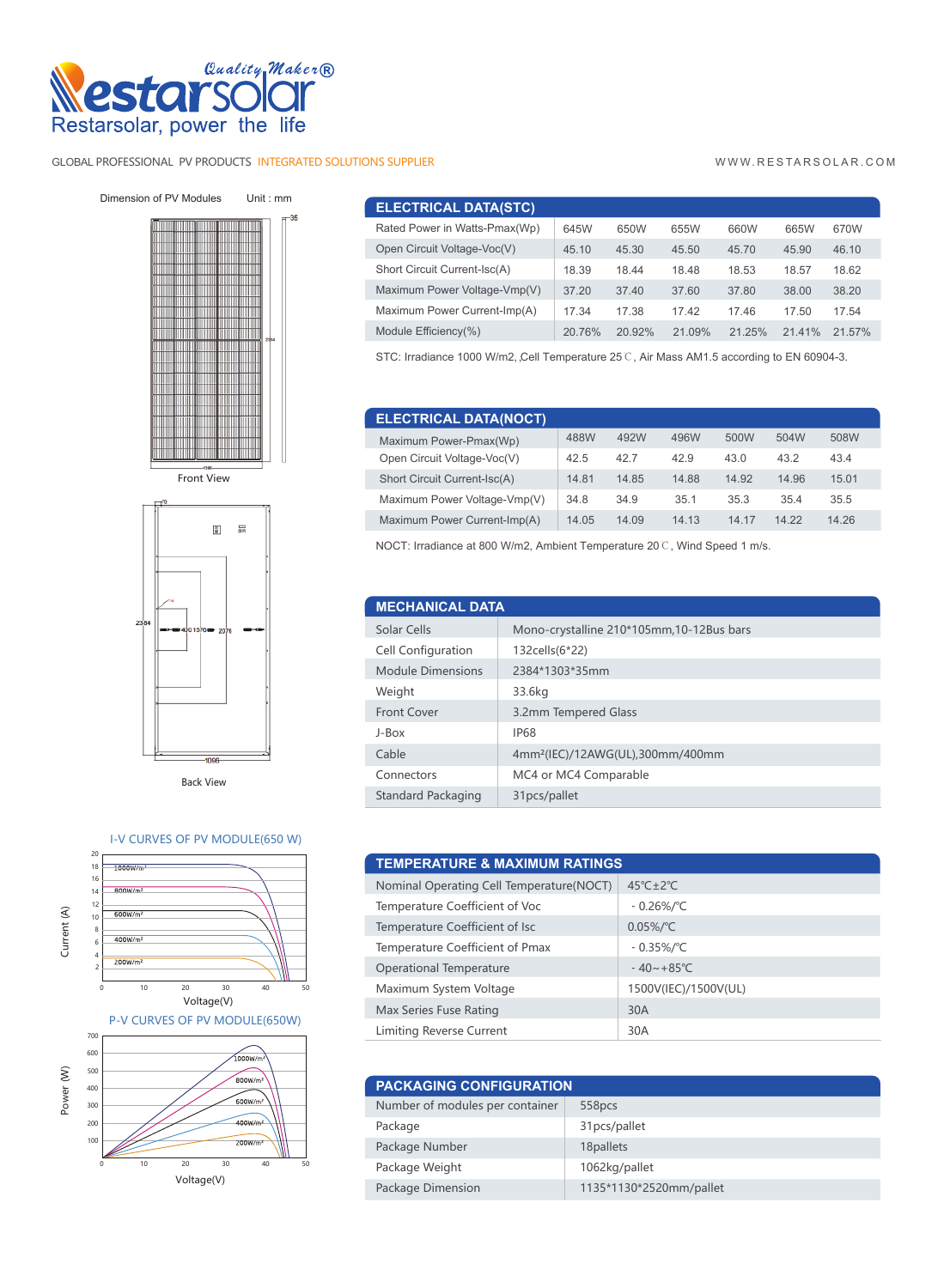Restarsolar Quality Maker®

Restarsolar, power the life

GLOBAL PROFESSIONAL PV PRODUCTS INTEGRATED SOLUTIONS SUPPLIER

WWW.RESTARSOLAR.COM

Dimension of PV Modules Unit : mm

35

2384

1096

Front View

70

2384

400 1570 2076

1096

Back View

I-V CURVES OF PV MODULE(650 W)

Current (A)

20
18
16
14
12
10
8
6
4
2

1000W/m²
800W/m²
600W/m²
400W/m²
200W/m²

0 10 20 30 40 50

Voltage(V)

P-V CURVES OF PV MODULE(650W)

Power (W)

700
600
500
400
300
200
100

1000W/m²
800W/m²
600W/m²
400W/m²
200W/m²

0 10 20 30 40 50

Voltage(V)

## ELECTRICAL DATA(STC)

| | | | | | | |
|---|---|---|---|---|---|---|
| Rated Power in Watts-Pmax(Wp) | 645W | 650W | 655W | 660W | 665W | 670W |
| Open Circuit Voltage-Voc(V) | 45.10 | 45.30 | 45.50 | 45.70 | 45.90 | 46.10 |
| Short Circuit Current-Isc(A) | 18.39 | 18.44 | 18.48 | 18.53 | 18.57 | 18.62 |
| Maximum Power Voltage-Vmp(V) | 37.20 | 37.40 | 37.60 | 37.80 | 38.00 | 38.20 |
| Maximum Power Current-Imp(A) | 17.34 | 17.38 | 17.42 | 17.46 | 17.50 | 17.54 |
| Module Efficiency(%) | 20.76% | 20.92% | 21.09% | 21.25% | 21.41% | 21.57% |

STC: Irradiance 1000 W/m2, ,Cell Temperature 25℃, Air Mass AM1.5 according to EN 60904-3.

## ELECTRICAL DATA(NOCT)

| | | | | | | |
|---|---|---|---|---|---|---|
| Maximum Power-Pmax(Wp) | 488W | 492W | 496W | 500W | 504W | 508W |
| Open Circuit Voltage-Voc(V) | 42.5 | 42.7 | 42.9 | 43.0 | 43.2 | 43.4 |
| Short Circuit Current-Isc(A) | 14.81 | 14.85 | 14.88 | 14.92 | 14.96 | 15.01 |
| Maximum Power Voltage-Vmp(V) | 34.8 | 34.9 | 35.1 | 35.3 | 35.4 | 35.5 |
| Maximum Power Current-Imp(A) | 14.05 | 14.09 | 14.13 | 14.17 | 14.22 | 14.26 |

NOCT: Irradiance at 800 W/m2, Ambient Temperature 20℃, Wind Speed 1 m/s.

## MECHANICAL DATA

| | |
|---|---|
| Solar Cells | Mono-crystalline 210*105mm,10-12Bus bars |
| Cell Configuration | 132cells(6*22) |
| Module Dimensions | 2384*1303*35mm |
| Weight | 33.6kg |
| Front Cover | 3.2mm Tempered Glass |
| J-Box | IP68 |
| Cable | 4mm²(IEC)/12AWG(UL),300mm/400mm |
| Connectors | MC4 or MC4 Comparable |
| Standard Packaging | 31pcs/pallet |

## TEMPERATURE & MAXIMUM RATINGS

| | |
|---|---|
| Nominal Operating Cell Temperature(NOCT) | 45℃±2℃ |
| Temperature Coefficient of Voc | - 0.26%/℃ |
| Temperature Coefficient of Isc | 0.05%/℃ |
| Temperature Coefficient of Pmax | - 0.35%/℃ |
| Operational Temperature | - 40~+85℃ |
| Maximum System Voltage | 1500V(IEC)/1500V(UL) |
| Max Series Fuse Rating | 30A |
| Limiting Reverse Current | 30A |

## PACKAGING CONFIGURATION

| | |
|---|---|
| Number of modules per container | 558pcs |
| Package | 31pcs/pallet |
| Package Number | 18pallets |
| Package Weight | 1062kg/pallet |
| Package Dimension | 1135*1130*2520mm/pallet |